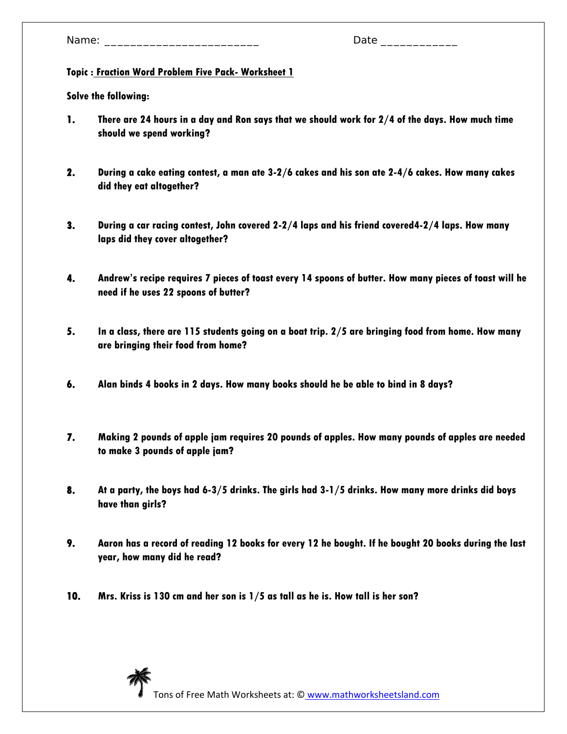Name: _________________________ Date ____________

**Topic : Fraction Word Problem Five Pack- Worksheet 1**

**Solve the following:**

1. **There are 24 hours in a day and Ron says that we should work for 2/4 of the days. How much time should we spend working?**

2. **During a cake eating contest, a man ate 3-2/6 cakes and his son ate 2-4/6 cakes. How many cakes did they eat altogether?**

3. **During a car racing contest, John covered 2-2/4 laps and his friend covered4-2/4 laps. How many laps did they cover altogether?**

4. **Andrew's recipe requires 7 pieces of toast every 14 spoons of butter. How many pieces of toast will he need if he uses 22 spoons of butter?**

5. **In a class, there are 115 students going on a boat trip. 2/5 are bringing food from home. How many are bringing their food from home?**

6. **Alan binds 4 books in 2 days. How many books should he be able to bind in 8 days?**

7. **Making 2 pounds of apple jam requires 20 pounds of apples. How many pounds of apples are needed to make 3 pounds of apple jam?**

8. **At a party, the boys had 6-3/5 drinks. The girls had 3-1/5 drinks. How many more drinks did boys have than girls?**

9. **Aaron has a record of reading 12 books for every 12 he bought. If he bought 20 books during the last year, how many did he read?**

10. **Mrs. Kriss is 130 cm and her son is 1/5 as tall as he is. How tall is her son?**

Tons of Free Math Worksheets at: © www.mathworksheetsland.com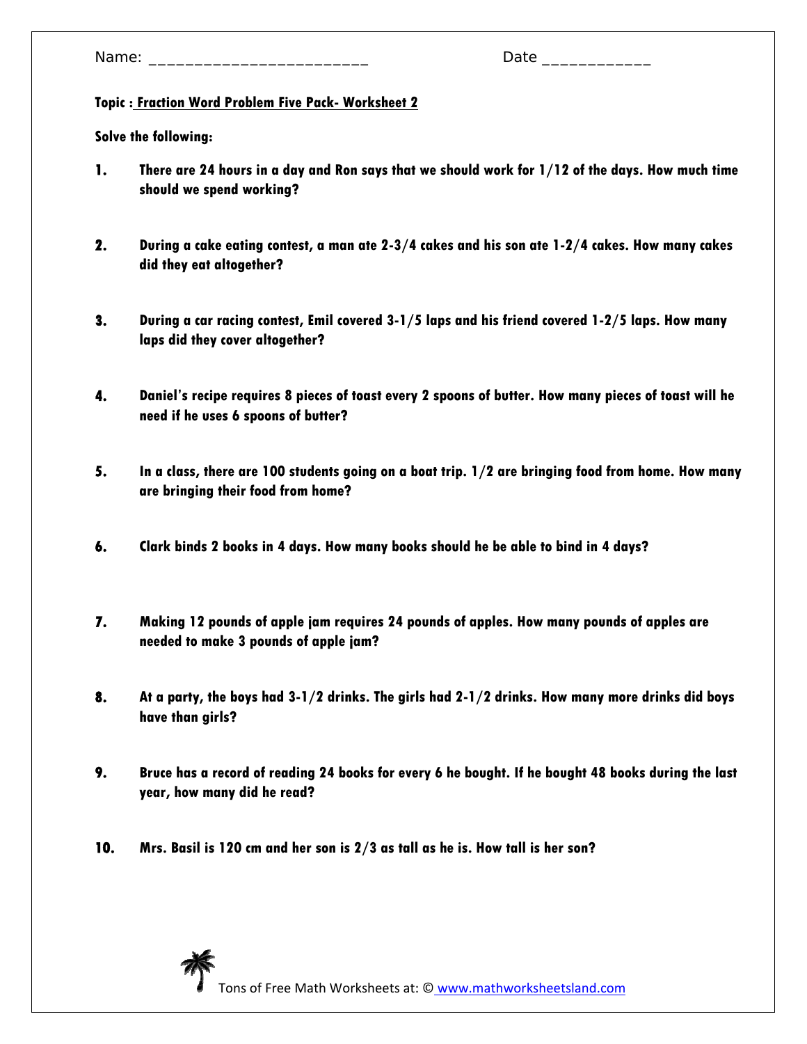Name: _________________________ Date ____________

**Topic : Fraction Word Problem Five Pack- Worksheet 2**

**Solve the following:**

1. **There are 24 hours in a day and Ron says that we should work for 1/12 of the days. How much time should we spend working?**

2. **During a cake eating contest, a man ate 2-3/4 cakes and his son ate 1-2/4 cakes. How many cakes did they eat altogether?**

3. **During a car racing contest, Emil covered 3-1/5 laps and his friend covered 1-2/5 laps. How many laps did they cover altogether?**

4. **Daniel's recipe requires 8 pieces of toast every 2 spoons of butter. How many pieces of toast will he need if he uses 6 spoons of butter?**

5. **In a class, there are 100 students going on a boat trip. 1/2 are bringing food from home. How many are bringing their food from home?**

6. **Clark binds 2 books in 4 days. How many books should he be able to bind in 4 days?**

7. **Making 12 pounds of apple jam requires 24 pounds of apples. How many pounds of apples are needed to make 3 pounds of apple jam?**

8. **At a party, the boys had 3-1/2 drinks. The girls had 2-1/2 drinks. How many more drinks did boys have than girls?**

9. **Bruce has a record of reading 24 books for every 6 he bought. If he bought 48 books during the last year, how many did he read?**

10. **Mrs. Basil is 120 cm and her son is 2/3 as tall as he is. How tall is her son?**

Tons of Free Math Worksheets at: © www.mathworksheetsland.com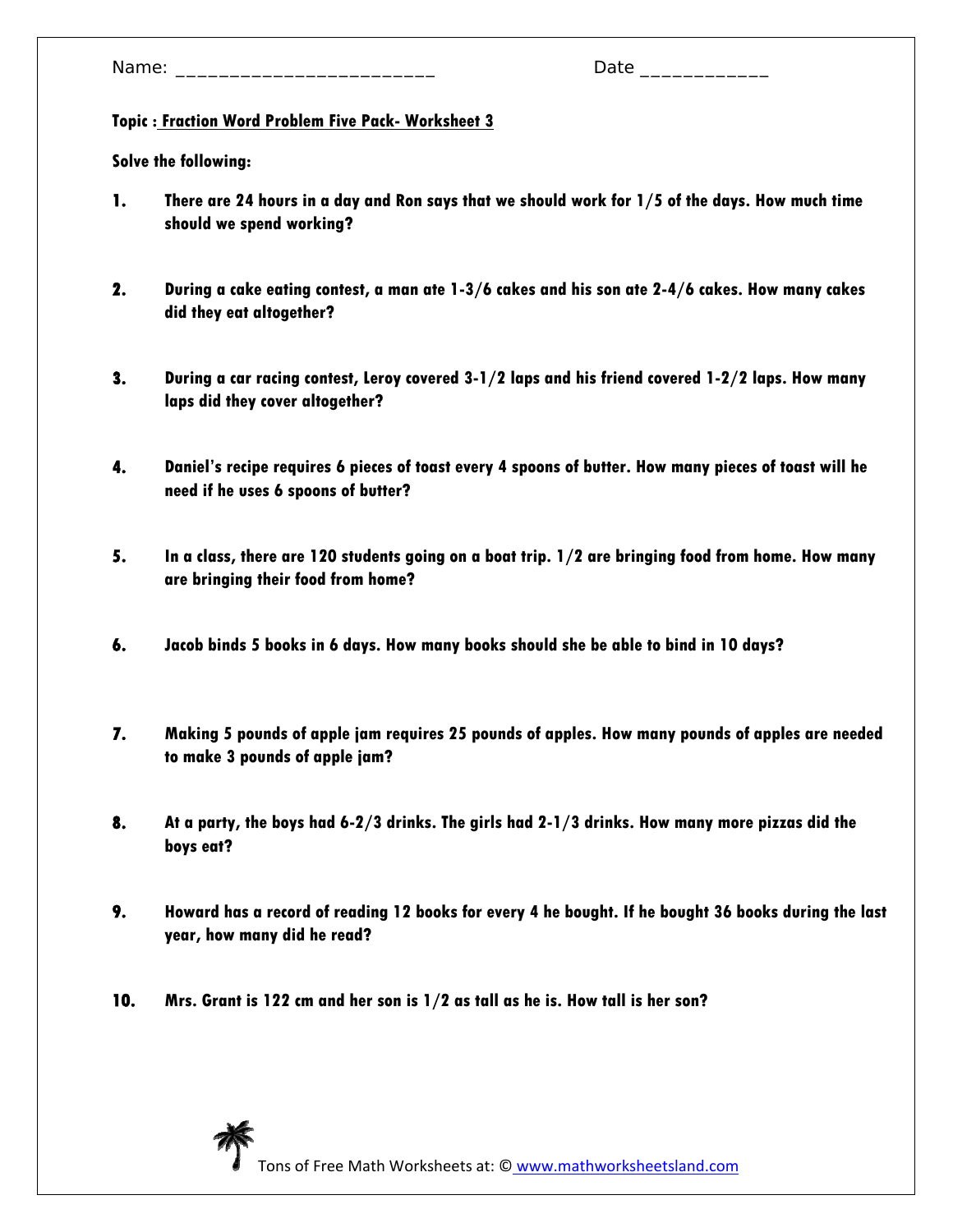Name: _________________________ Date ____________

**Topic : Fraction Word Problem Five Pack- Worksheet 3**

**Solve the following:**

1. **There are 24 hours in a day and Ron says that we should work for 1/5 of the days. How much time should we spend working?**

2. **During a cake eating contest, a man ate 1-3/6 cakes and his son ate 2-4/6 cakes. How many cakes did they eat altogether?**

3. **During a car racing contest, Leroy covered 3-1/2 laps and his friend covered 1-2/2 laps. How many laps did they cover altogether?**

4. **Daniel's recipe requires 6 pieces of toast every 4 spoons of butter. How many pieces of toast will he need if he uses 6 spoons of butter?**

5. **In a class, there are 120 students going on a boat trip. 1/2 are bringing food from home. How many are bringing their food from home?**

6. **Jacob binds 5 books in 6 days. How many books should she be able to bind in 10 days?**

7. **Making 5 pounds of apple jam requires 25 pounds of apples. How many pounds of apples are needed to make 3 pounds of apple jam?**

8. **At a party, the boys had 6-2/3 drinks. The girls had 2-1/3 drinks. How many more pizzas did the boys eat?**

9. **Howard has a record of reading 12 books for every 4 he bought. If he bought 36 books during the last year, how many did he read?**

10. **Mrs. Grant is 122 cm and her son is 1/2 as tall as he is. How tall is her son?**

Tons of Free Math Worksheets at: © www.mathworksheetsland.com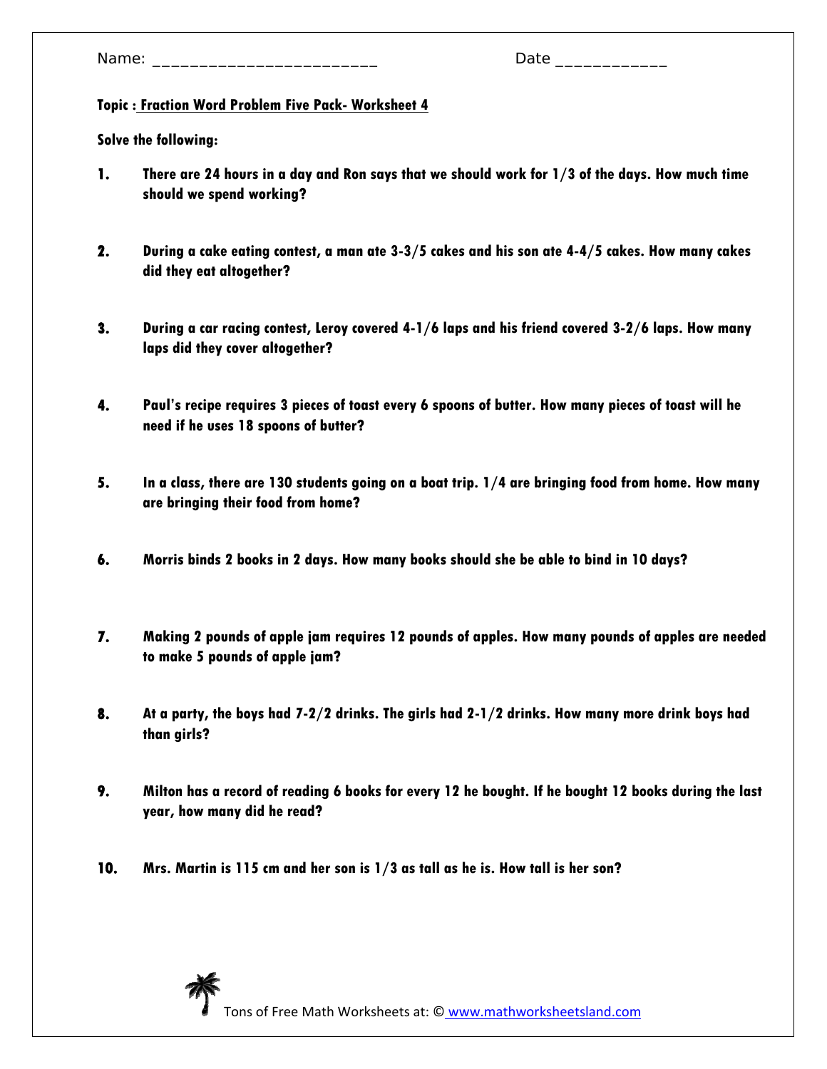Name: _________________________ Date ____________

**Topic : Fraction Word Problem Five Pack- Worksheet 4**

**Solve the following:**

1. **There are 24 hours in a day and Ron says that we should work for 1/3 of the days. How much time should we spend working?**

2. **During a cake eating contest, a man ate 3-3/5 cakes and his son ate 4-4/5 cakes. How many cakes did they eat altogether?**

3. **During a car racing contest, Leroy covered 4-1/6 laps and his friend covered 3-2/6 laps. How many laps did they cover altogether?**

4. **Paul's recipe requires 3 pieces of toast every 6 spoons of butter. How many pieces of toast will he need if he uses 18 spoons of butter?**

5. **In a class, there are 130 students going on a boat trip. 1/4 are bringing food from home. How many are bringing their food from home?**

6. **Morris binds 2 books in 2 days. How many books should she be able to bind in 10 days?**

7. **Making 2 pounds of apple jam requires 12 pounds of apples. How many pounds of apples are needed to make 5 pounds of apple jam?**

8. **At a party, the boys had 7-2/2 drinks. The girls had 2-1/2 drinks. How many more drink boys had than girls?**

9. **Milton has a record of reading 6 books for every 12 he bought. If he bought 12 books during the last year, how many did he read?**

10. **Mrs. Martin is 115 cm and her son is 1/3 as tall as he is. How tall is her son?**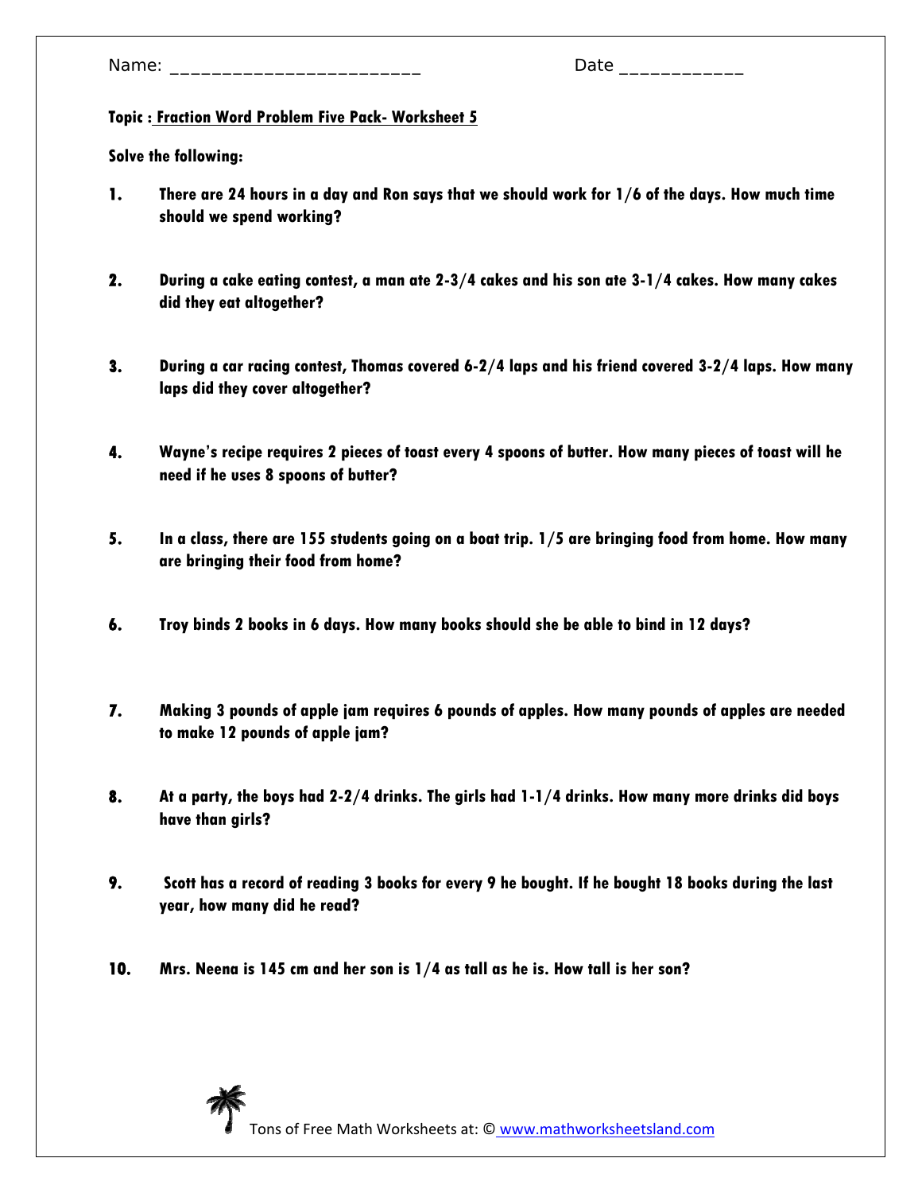Name: _________________________ Date ____________

**Topic : Fraction Word Problem Five Pack- Worksheet 5**

**Solve the following:**

1. **There are 24 hours in a day and Ron says that we should work for 1/6 of the days. How much time should we spend working?**

2. **During a cake eating contest, a man ate 2-3/4 cakes and his son ate 3-1/4 cakes. How many cakes did they eat altogether?**

3. **During a car racing contest, Thomas covered 6-2/4 laps and his friend covered 3-2/4 laps. How many laps did they cover altogether?**

4. **Wayne's recipe requires 2 pieces of toast every 4 spoons of butter. How many pieces of toast will he need if he uses 8 spoons of butter?**

5. **In a class, there are 155 students going on a boat trip. 1/5 are bringing food from home. How many are bringing their food from home?**

6. **Troy binds 2 books in 6 days. How many books should she be able to bind in 12 days?**

7. **Making 3 pounds of apple jam requires 6 pounds of apples. How many pounds of apples are needed to make 12 pounds of apple jam?**

8. **At a party, the boys had 2-2/4 drinks. The girls had 1-1/4 drinks. How many more drinks did boys have than girls?**

9. **Scott has a record of reading 3 books for every 9 he bought. If he bought 18 books during the last year, how many did he read?**

10. **Mrs. Neena is 145 cm and her son is 1/4 as tall as he is. How tall is her son?**

Tons of Free Math Worksheets at: © www.mathworksheetsland.com